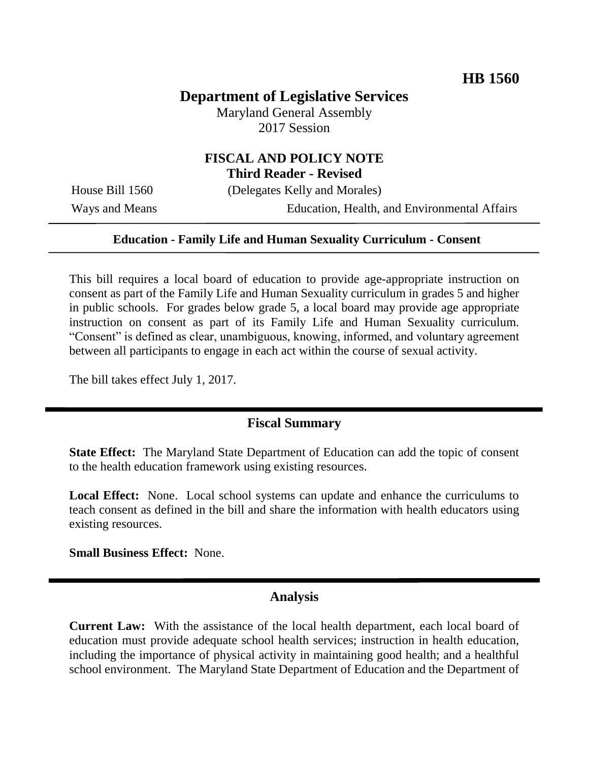**HB 1560**

# Department of Legislative Services

Maryland General Assembly
2017 Session

## FISCAL AND POLICY NOTE
### Third Reader - Revised

House Bill 1560 (Delegates Kelly and Morales)

Ways and Means Education, Health, and Environmental Affairs

---

**Education - Family Life and Human Sexuality Curriculum - Consent**

---

This bill requires a local board of education to provide age-appropriate instruction on consent as part of the Family Life and Human Sexuality curriculum in grades 5 and higher in public schools. For grades below grade 5, a local board may provide age appropriate instruction on consent as part of its Family Life and Human Sexuality curriculum. "Consent" is defined as clear, unambiguous, knowing, informed, and voluntary agreement between all participants to engage in each act within the course of sexual activity.

The bill takes effect July 1, 2017.

---

## Fiscal Summary

**State Effect:** The Maryland State Department of Education can add the topic of consent to the health education framework using existing resources.

**Local Effect:** None. Local school systems can update and enhance the curriculums to teach consent as defined in the bill and share the information with health educators using existing resources.

**Small Business Effect:** None.

---

## Analysis

**Current Law:** With the assistance of the local health department, each local board of education must provide adequate school health services; instruction in health education, including the importance of physical activity in maintaining good health; and a healthful school environment. The Maryland State Department of Education and the Department of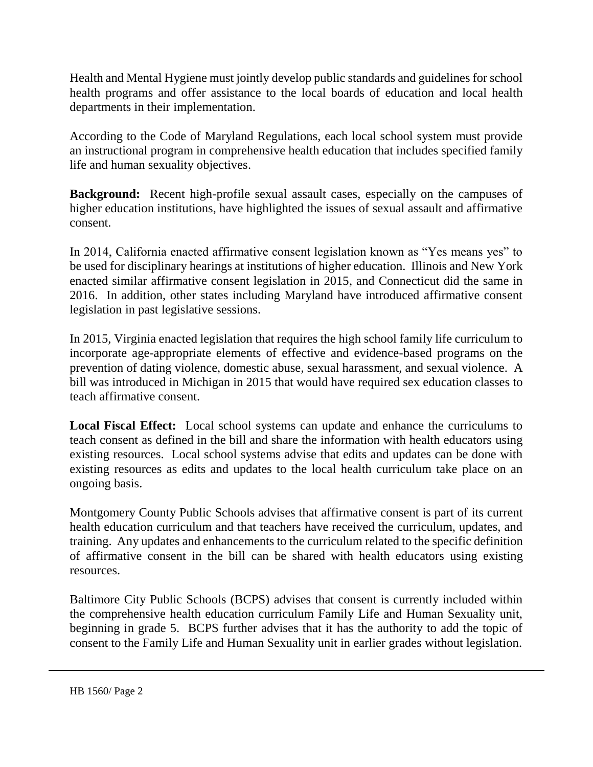Health and Mental Hygiene must jointly develop public standards and guidelines for school health programs and offer assistance to the local boards of education and local health departments in their implementation.

According to the Code of Maryland Regulations, each local school system must provide an instructional program in comprehensive health education that includes specified family life and human sexuality objectives.

**Background:** Recent high-profile sexual assault cases, especially on the campuses of higher education institutions, have highlighted the issues of sexual assault and affirmative consent.

In 2014, California enacted affirmative consent legislation known as "Yes means yes" to be used for disciplinary hearings at institutions of higher education. Illinois and New York enacted similar affirmative consent legislation in 2015, and Connecticut did the same in 2016. In addition, other states including Maryland have introduced affirmative consent legislation in past legislative sessions.

In 2015, Virginia enacted legislation that requires the high school family life curriculum to incorporate age-appropriate elements of effective and evidence-based programs on the prevention of dating violence, domestic abuse, sexual harassment, and sexual violence. A bill was introduced in Michigan in 2015 that would have required sex education classes to teach affirmative consent.

**Local Fiscal Effect:** Local school systems can update and enhance the curriculums to teach consent as defined in the bill and share the information with health educators using existing resources. Local school systems advise that edits and updates can be done with existing resources as edits and updates to the local health curriculum take place on an ongoing basis.

Montgomery County Public Schools advises that affirmative consent is part of its current health education curriculum and that teachers have received the curriculum, updates, and training. Any updates and enhancements to the curriculum related to the specific definition of affirmative consent in the bill can be shared with health educators using existing resources.

Baltimore City Public Schools (BCPS) advises that consent is currently included within the comprehensive health education curriculum Family Life and Human Sexuality unit, beginning in grade 5. BCPS further advises that it has the authority to add the topic of consent to the Family Life and Human Sexuality unit in earlier grades without legislation.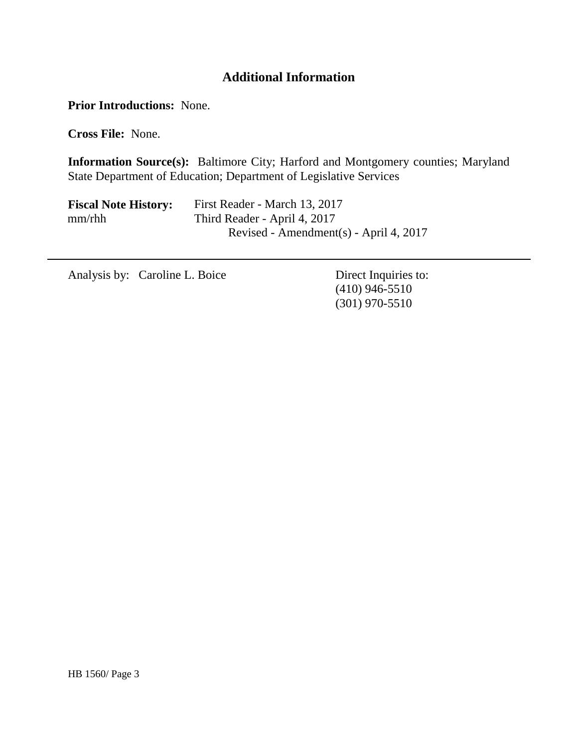## Additional Information

**Prior Introductions:** None.

**Cross File:** None.

**Information Source(s):** Baltimore City; Harford and Montgomery counties; Maryland State Department of Education; Department of Legislative Services

| | |
|---|---|
| **Fiscal Note History:** | First Reader - March 13, 2017 |
| mm/rhh | Third Reader - April 4, 2017 |
| | Revised - Amendment(s) - April 4, 2017 |

---

Analysis by: Caroline L. Boice

Direct Inquiries to:
(410) 946-5510
(301) 970-5510